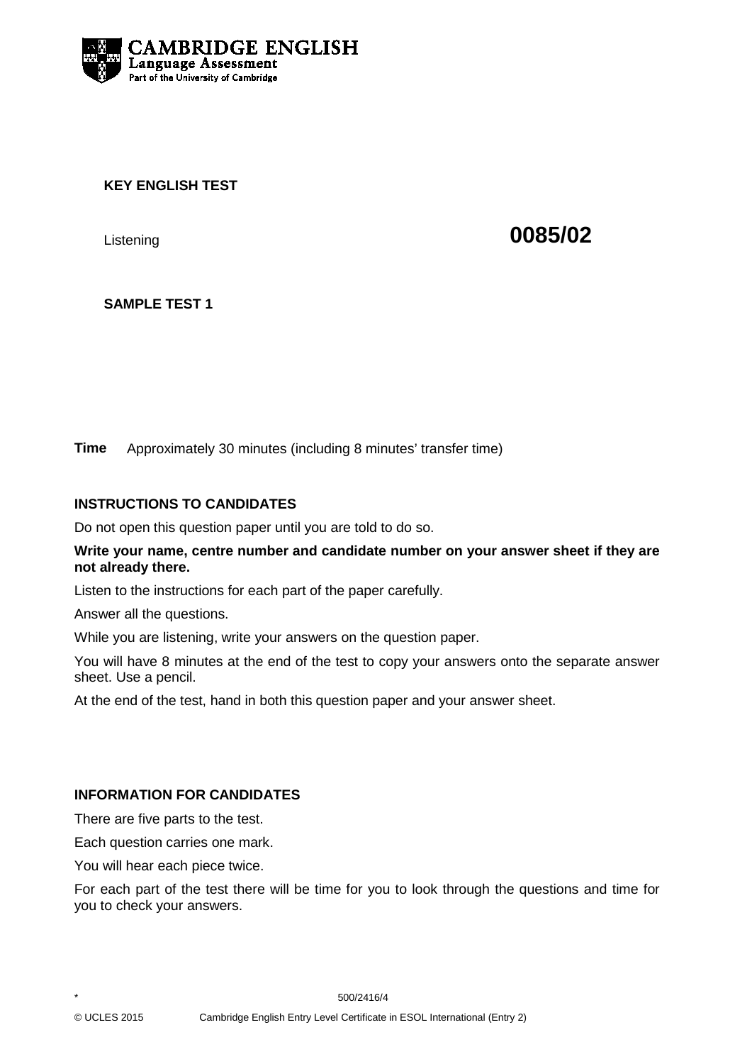CAMBRIDGE ENGLISH
Language Assessment
Part of the University of Cambridge

**KEY ENGLISH TEST**

Listening **0085/02**

**SAMPLE TEST 1**

**Time** Approximately 30 minutes (including 8 minutes' transfer time)

## INSTRUCTIONS TO CANDIDATES

Do not open this question paper until you are told to do so.

**Write your name, centre number and candidate number on your answer sheet if they are not already there.**

Listen to the instructions for each part of the paper carefully.

Answer all the questions.

While you are listening, write your answers on the question paper.

You will have 8 minutes at the end of the test to copy your answers onto the separate answer sheet. Use a pencil.

At the end of the test, hand in both this question paper and your answer sheet.

## INFORMATION FOR CANDIDATES

There are five parts to the test.

Each question carries one mark.

You will hear each piece twice.

For each part of the test there will be time for you to look through the questions and time for you to check your answers.

\* 500/2416/4

© UCLES 2015 Cambridge English Entry Level Certificate in ESOL International (Entry 2)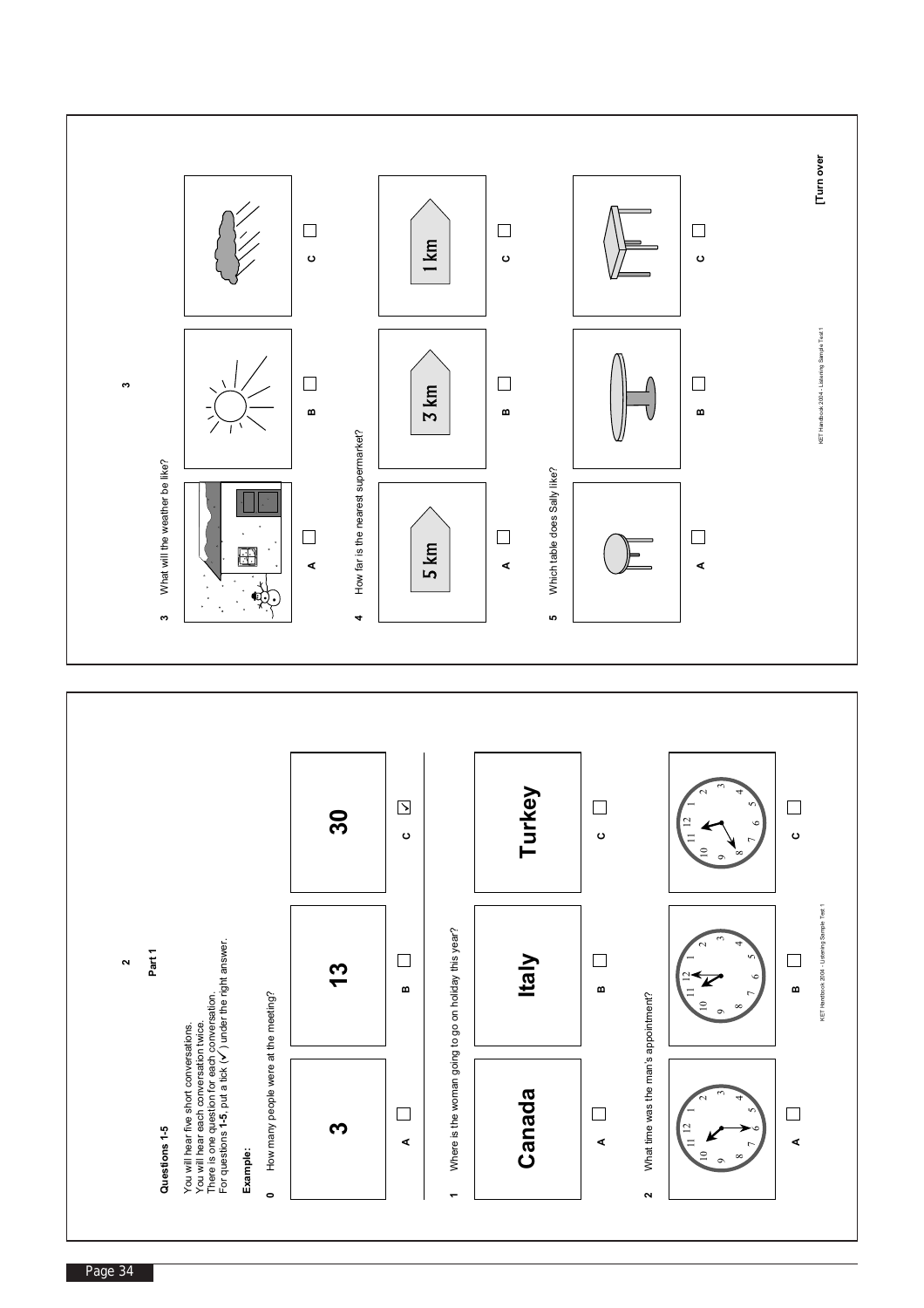## Part 1

### Questions 1-5

You will hear five short conversations.
You will hear each conversation twice.
There is one question for each conversation.
For questions **1-5**, put a tick (✓) under the right answer.

**Example:**

**0** How many people were at the meeting?

| **A** | **B** | **C** |
|---|---|---|
| 3 | 13 | 30 |
| ☐ | ☐ | ☑ |

**1** Where is the woman going to go on holiday this year?

| **A** | **B** | **C** |
|---|---|---|
| Canada | Italy | Turkey |
| ☐ | ☐ | ☐ |

**2** What time was the man's appointment?

**A** ☐ **B** ☐ **C** ☐

KET Handbook 2004 - Listening Sample Test 1

**3** What will the weather be like?

**A** ☐ **B** ☐ **C** ☐

**4** How far is the nearest supermarket?

| **A** | **B** | **C** |
|---|---|---|
| 5 km | 3 km | 1 km |
| ☐ | ☐ | ☐ |

**5** Which table does Sally like?

**A** ☐ **B** ☐ **C** ☐

KET Handbook 2004 - Listening Sample Test 1

**[Turn over**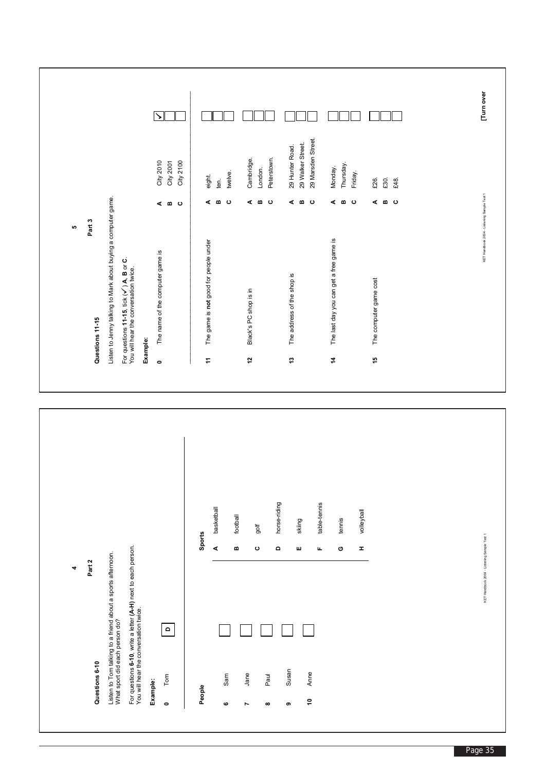## Part 2

### Questions 6-10

Listen to Tom talking to a friend about a sports afternoon.
What sport did each person do?

For questions **6-10**, write a letter **(A-H)** next to each person.
You will hear the conversation twice.

**Example:**

**0** Tom **D**

| | People | Answer |
|---|---|---|
| **6** | Sam | |
| **7** | Jane | |
| **8** | Paul | |
| **9** | Susan | |
| **10** | Anne | |

**Sports**

| | |
|---|---|
| **A** | basketball |
| **B** | football |
| **C** | golf |
| **D** | horse-riding |
| **E** | skiing |
| **F** | table-tennis |
| **G** | tennis |
| **H** | volleyball |

## Part 3

### Questions 11-15

Listen to Jenny talking to Mark about buying a computer game.

For questions **11-15**, tick (✓) **A**, **B** or **C**.
You will hear the conversation twice.

**Example:**

**0** The name of the computer game is

- **A** City 2010 ✓
- **B** City 2001
- **C** City 2100

**11** The game is **not** good for people under

- **A** eight.
- **B** ten.
- **C** twelve.

**12** Black's PC shop is in

- **A** Cambridge.
- **B** London.
- **C** Peterstown.

**13** The address of the shop is

- **A** 29 Hunter Road.
- **B** 29 Walker Street.
- **C** 29 Marsden Street.

**14** The last day you can get a free game is

- **A** Monday.
- **B** Thursday.
- **C** Friday.

**15** The computer game cost

- **A** £26.
- **B** £30.
- **C** £48.

**[Turn over**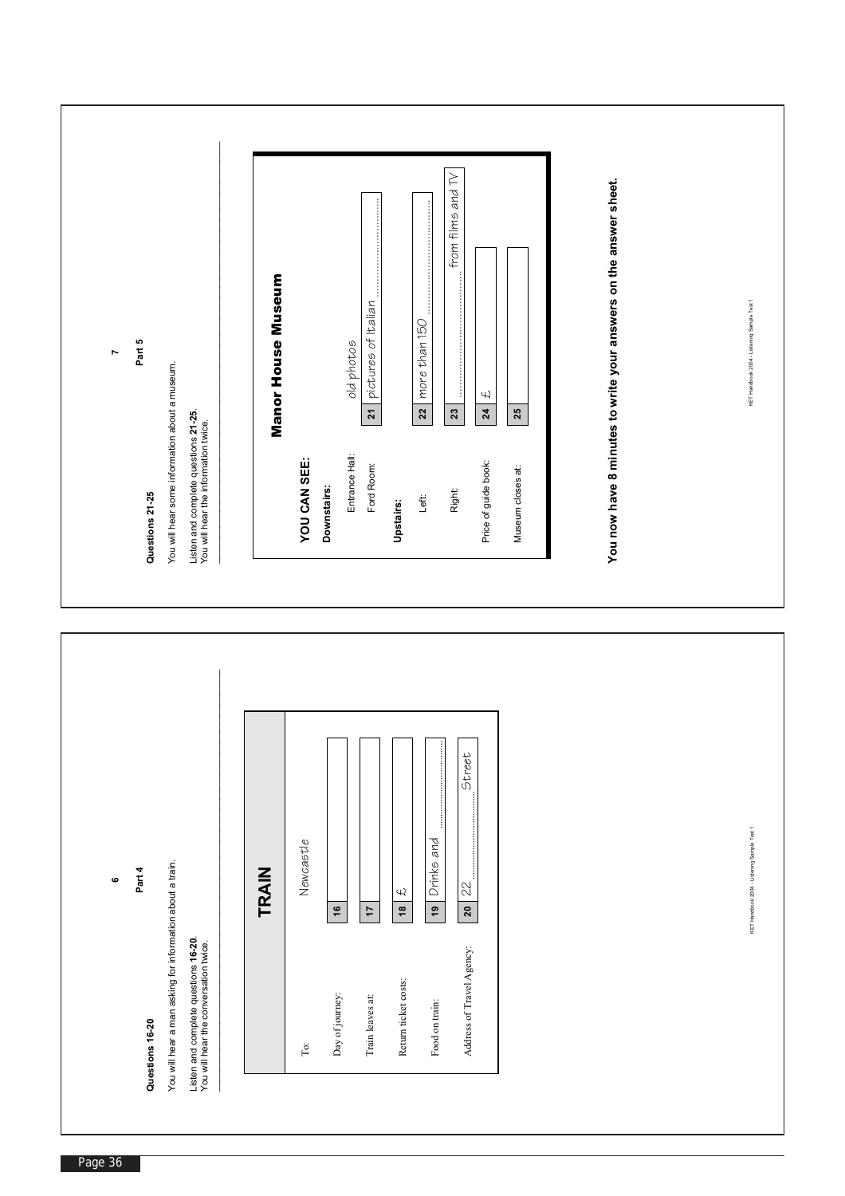## Part 4

**Questions 16-20**

You will hear a man asking for information about a train.

Listen and complete questions **16-20**.
You will hear the conversation twice.

### TRAIN

| | | |
|---|---|---|
| To: | | Newcastle |
| Day of journey: | 16 | |
| Train leaves at: | 17 | |
| Return ticket costs: | 18 | £ |
| Food on train: | 19 | Drinks and ................................ |
| Address of Travel Agency: | 20 | 22 ................................ Street |

## Part 5

**Questions 21-25**

You will hear some information about a museum.

Listen and complete questions **21-25**.
You will hear the information twice.

### Manor House Museum

**YOU CAN SEE:**

**Downstairs:**

| | | |
|---|---|---|
| Entrance Hall: | | old photos |
| Ford Room: | 21 | pictures of Italian ................................ |

**Upstairs:**

| | | |
|---|---|---|
| Left: | 22 | more than 150 ................................ |
| Right: | 23 | ................................ from films and TV |
| Price of guide book: | 24 | £ |
| Museum closes at: | 25 | |

**You now have 8 minutes to write your answers on the answer sheet.**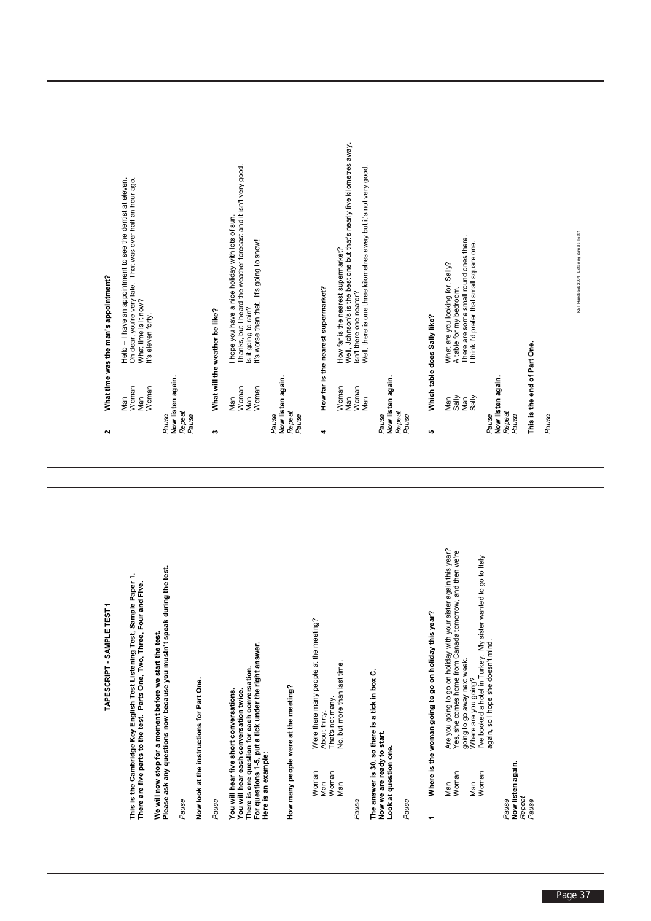# TAPESCRIPT - SAMPLE TEST 1

**This is the Cambridge Key English Test Listening Test, Sample Paper 1. There are five parts to the test. Parts One, Two, Three, Four and Five.**

**We will now stop for a moment before we start the test. Please ask any questions now because you mustn't speak during the test.**

*Pause*

**Now look at the instructions for Part One.**

*Pause*

**You will hear five short conversations.**
**You will hear each conversation twice.**
**There is one question for each conversation.**
**For questions 1-5, put a tick under the right answer.**
**Here is an example:**

**How many people were at the meeting?**

| | |
|---|---|
| Woman | Were there many people at the meeting? |
| Man | About thirty. |
| Woman | That's not many. |
| Man | No, but more than last time. |

*Pause*

**The answer is 30, so there is a tick in box C.**
**Now we are ready to start.**
**Look at question one.**

*Pause*

**1 Where is the woman going to go on holiday this year?**

| | |
|---|---|
| Man | Are you going to go on holiday with your sister again this year? |
| Woman | Yes, she comes home from Canada tomorrow, and then we're going to go away next week. |
| Man | Where are you going? |
| Woman | I've booked a hotel in Turkey. My sister wanted to go to Italy again, so I hope she doesn't mind. |

*Pause*
**Now listen again.**
*Repeat*
*Pause*

**2 What time was the man's appointment?**

| | |
|---|---|
| Man | Hello – I have an appointment to see the dentist at eleven. |
| Woman | Oh dear, you're very late. That was over half an hour ago. |
| Man | What time is it now? |
| Woman | It's eleven forty. |

*Pause*
**Now listen again.**
*Repeat*
*Pause*

**3 What will the weather be like?**

| | |
|---|---|
| Man | I hope you have a nice holiday with lots of sun. |
| Woman | Thanks, but I heard the weather forecast and it isn't very good. |
| Man | Is it going to rain? |
| Woman | It's worse than that. It's going to snow! |

*Pause*
**Now listen again.**
*Repeat*
*Pause*

**4 How far is the nearest supermarket?**

| | |
|---|---|
| Woman | How far is the nearest supermarket? |
| Man | Well, Johnson's is the best one but that's nearly five kilometres away. |
| Woman | Isn't there one nearer? |
| Man | Well, there is one three kilometres away but it's not very good. |

*Pause*
**Now listen again.**
*Repeat*
*Pause*

**5 Which table does Sally like?**

| | |
|---|---|
| Man | What are you looking for, Sally? |
| Sally | A table for my bedroom. |
| Man | There are some small round ones there. |
| Sally | I think I'd prefer that small square one. |

*Pause*
**Now listen again.**
*Repeat*
*Pause*

**This is the end of Part One.**

*Pause*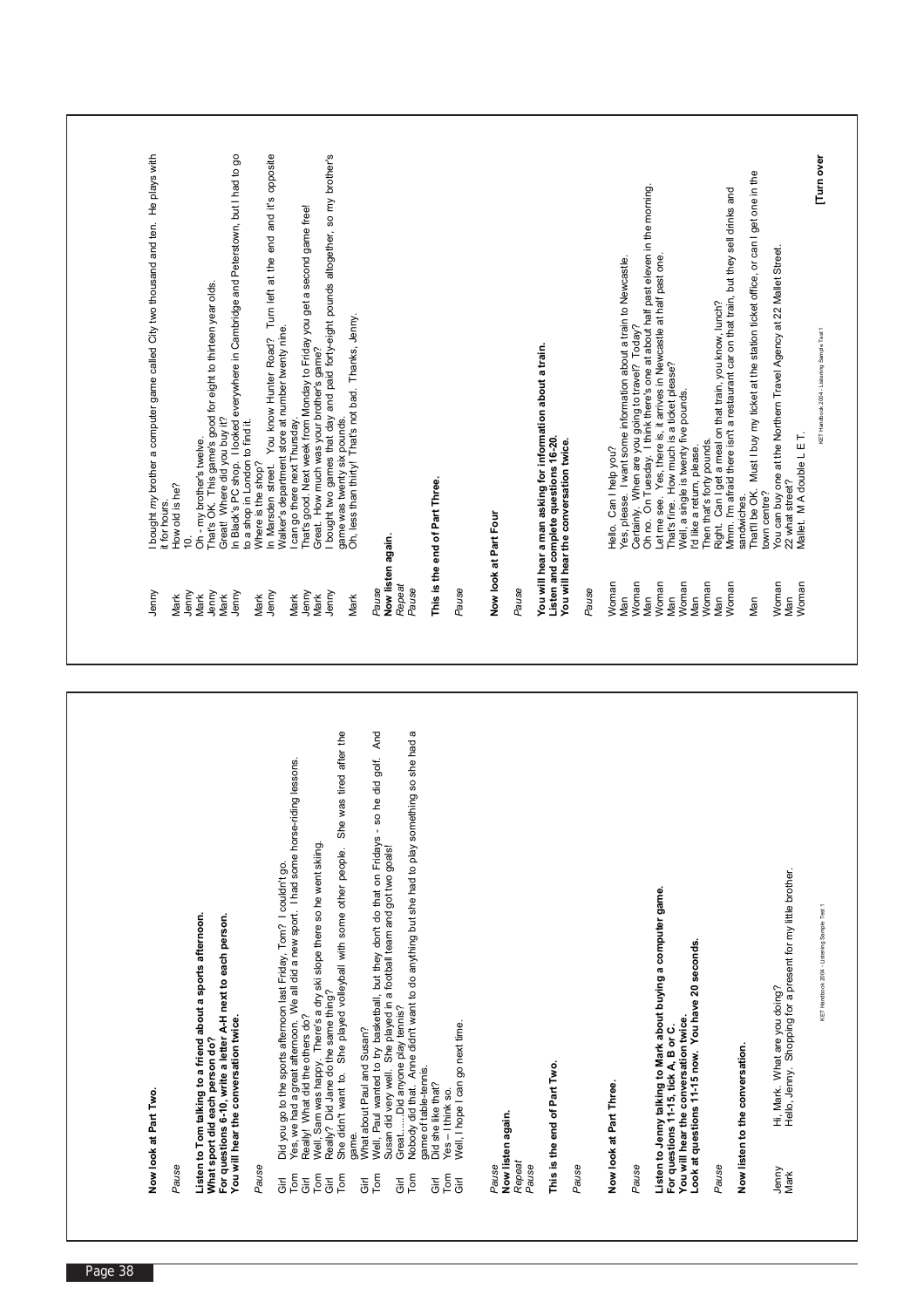**Now look at Part Two.**

*Pause*

**Listen to Tom talking to a friend about a sports afternoon.**
**What sport did each person do?**
**For questions 6-10, write a letter A-H next to each person.**
**You will hear the conversation twice.**

*Pause*

Girl — Did you go to the sports afternoon last Friday, Tom? I couldn't go.
Tom — Yes, we had a great afternoon. We all did a new sport. I had some horse-riding lessons.
Girl — Really! What did the others do?
Tom — Well, Sam was happy. There's a dry ski slope there so he went skiing.
Girl — Really? Did Jane do the same thing?
Tom — She didn't want to. She played volleyball with some other people. She was tired after the game.
Girl — What about Paul and Susan?
Tom — Well, Paul wanted to try basketball, but they don't do that on Fridays - so he did golf. And Susan did very well. She played in a football team and got two goals!
Girl — Great……Did anyone play tennis?
Tom — Nobody did that. Anne didn't want to do anything but she had to play something so she had a game of table-tennis.
Girl — Did she like that?
Tom — Yes – I think so.
Girl — Well, I hope I can go next time.

*Pause*
**Now listen again.**
*Repeat*
*Pause*

**This is the end of Part Two.**

*Pause*

**Now look at Part Three.**

*Pause*

**Listen to Jenny talking to Mark about buying a computer game.**
**For questions 11-15, tick A, B or C.**
**You will hear the conversation twice.**
**Look at questions 11-15 now. You have 20 seconds.**

*Pause*

**Now listen to the conversation.**

Jenny — Hi, Mark. What are you doing?
Mark — Hello, Jenny. Shopping for a present for my little brother.
Jenny — I bought *my* brother a computer game called City two thousand and ten. He plays with it for hours.
Mark — How old is he?
Jenny — 10.
Mark — Oh - my brother's twelve.
Jenny — That's OK. This game's good for eight to thirteen year olds.
Mark — Great! Where did you buy it?
Jenny — In Black's PC shop. I looked everywhere in Cambridge and Peterstown, but I had to go to a shop in London to find it.
Mark — Where is the shop?
Jenny — In Marsden street. You know Hunter Road? Turn left at the end and it's opposite Walker's department store at number twenty nine.
Mark — I can go there next Thursday.
Jenny — That's good. Next week from Monday to Friday you get a second game free!
Mark — Great. How much was your brother's game?
Jenny — I bought two games that day and paid forty-eight pounds altogether, so my brother's game was twenty six pounds.
Mark — Oh, less than thirty! That's not bad. Thanks, Jenny.

*Pause*
**Now listen again.**
*Repeat*
*Pause*

**This is the end of Part Three.**

*Pause*

**Now look at Part Four**

*Pause*

**You will hear a man asking for information about a train.**
**Listen and complete questions 16-20.**
**You will hear the conversation twice.**

*Pause*

Woman — Hello. Can I help you?
Man — Yes, please. I want some information about a train to Newcastle.
Woman — Certainly. When are you going to travel? Today?
Man — Oh no. On Tuesday. I think there's one at about half past eleven in the morning.
Woman — Let me see. Yes, there is, it arrives in Newcastle at half past one.
Man — That's fine. How much is a ticket please?
Woman — Well, a single is twenty five pounds.
Man — I'd like a return, please.
Woman — Then that's forty pounds.
Man — Right. Can I get a meal on that train, you know, lunch?
Woman — Mmm. I'm afraid there isn't a restaurant car on that train, but they sell drinks and sandwiches.
Man — That'll be OK. Must I buy my ticket at the station ticket office, or can I get one in the town centre?
Woman — You can buy one at the Northern Travel Agency at 22 Mallet Street.
Man — 22 what street?
Woman — Mallet. M A double L E T.

**[Turn over**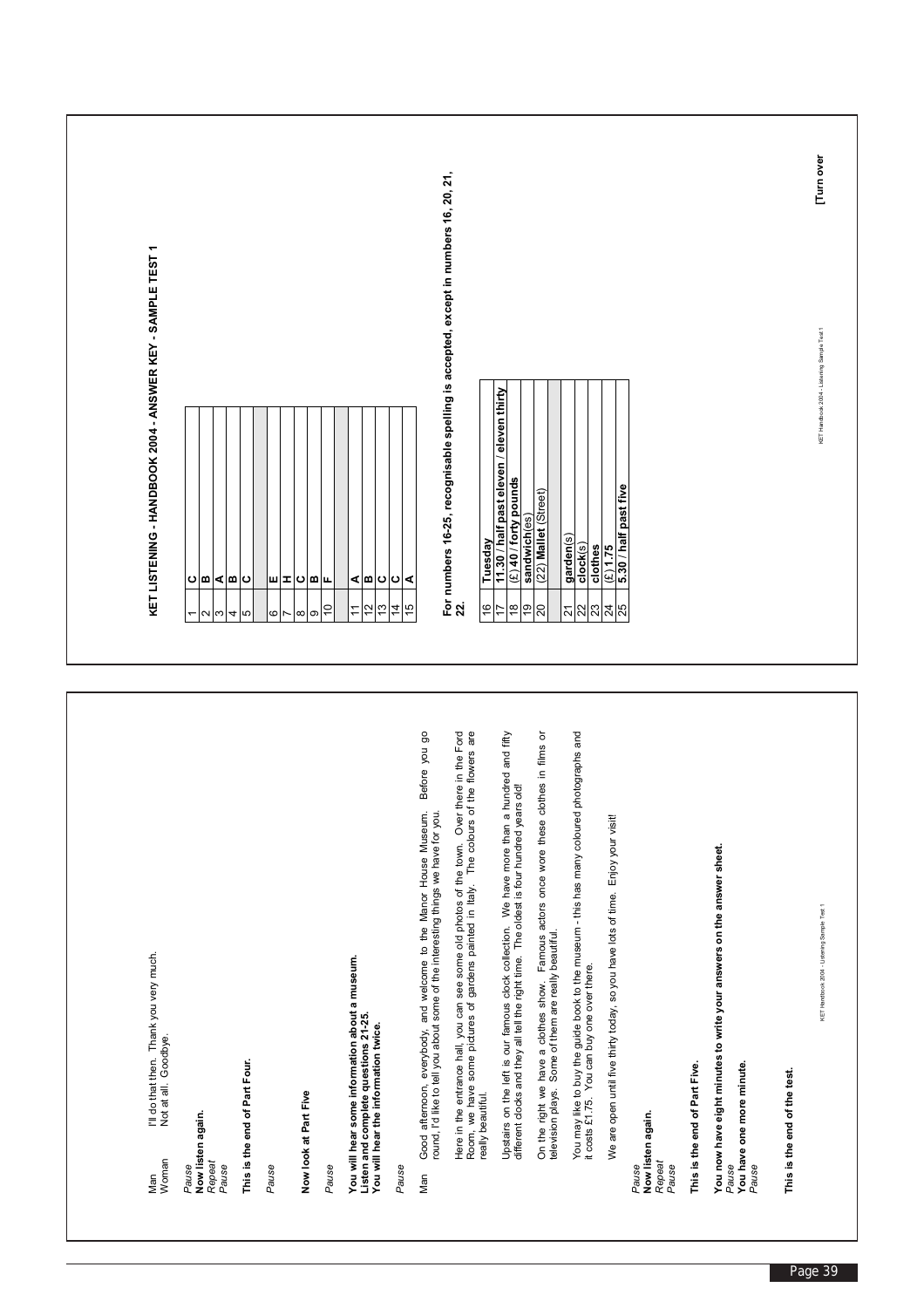Man I'll do that then. Thank you very much.
Woman Not at all. Goodbye.

*Pause*
**Now listen again.**
*Repeat*
*Pause*

**This is the end of Part Four.**

*Pause*

**Now look at Part Five**

*Pause*

**You will hear some information about a museum.**
**Listen and complete questions 21-25.**
**You will hear the information twice.**

*Pause*

Man Good afternoon, everybody, and welcome to the Manor House Museum. Before you go round, I'd like to tell you about some of the interesting things we have for you.

Here in the entrance hall, you can see some old photos of the town. Over there in the Ford Room, we have some pictures of gardens painted in Italy. The colours of the flowers are really beautiful.

Upstairs on the left is our famous clock collection. We have more than a hundred and fifty different clocks and they all tell the right time. The oldest is four hundred years old!

On the right we have a clothes show. Famous actors once wore these clothes in films or television plays. Some of them are really beautiful.

You may like to buy the guide book to the museum - this has many coloured photographs and it costs £1.75. You can buy one over there.

We are open until five thirty today, so you have lots of time. Enjoy your visit!

*Pause*
**Now listen again.**
*Repeat*
*Pause*

**This is the end of Part Five.**

**You now have eight minutes to write your answers on the answer sheet.**
*Pause*
**You have one more minute.**
*Pause*

**This is the end of the test.**

## KET LISTENING - HANDBOOK 2004 - ANSWER KEY - SAMPLE TEST 1

| | |
|---|---|
| 1 | **C** |
| 2 | **B** |
| 3 | **A** |
| 4 | **B** |
| 5 | **C** |
| | |
| 6 | **E** |
| 7 | **H** |
| 8 | **C** |
| 9 | **B** |
| 10 | **F** |
| | |
| 11 | **A** |
| 12 | **B** |
| 13 | **C** |
| 14 | **C** |
| 15 | **A** |

**For numbers 16-25, recognisable spelling is accepted, except in numbers 16, 20, 21, 22.**

| | |
|---|---|
| 16 | **Tuesday** |
| 17 | **11.30 / half past eleven / eleven thirty** |
| 18 | (£) **40 / forty pounds** |
| 19 | **sandwich**(es) |
| 20 | (22) **Mallet** (Street) |
| | |
| 21 | **garden**(s) |
| 22 | **clock**(s) |
| 23 | **clothes** |
| 24 | (£) **1.75** |
| 25 | **5.30 / half past five** |

**[Turn over**